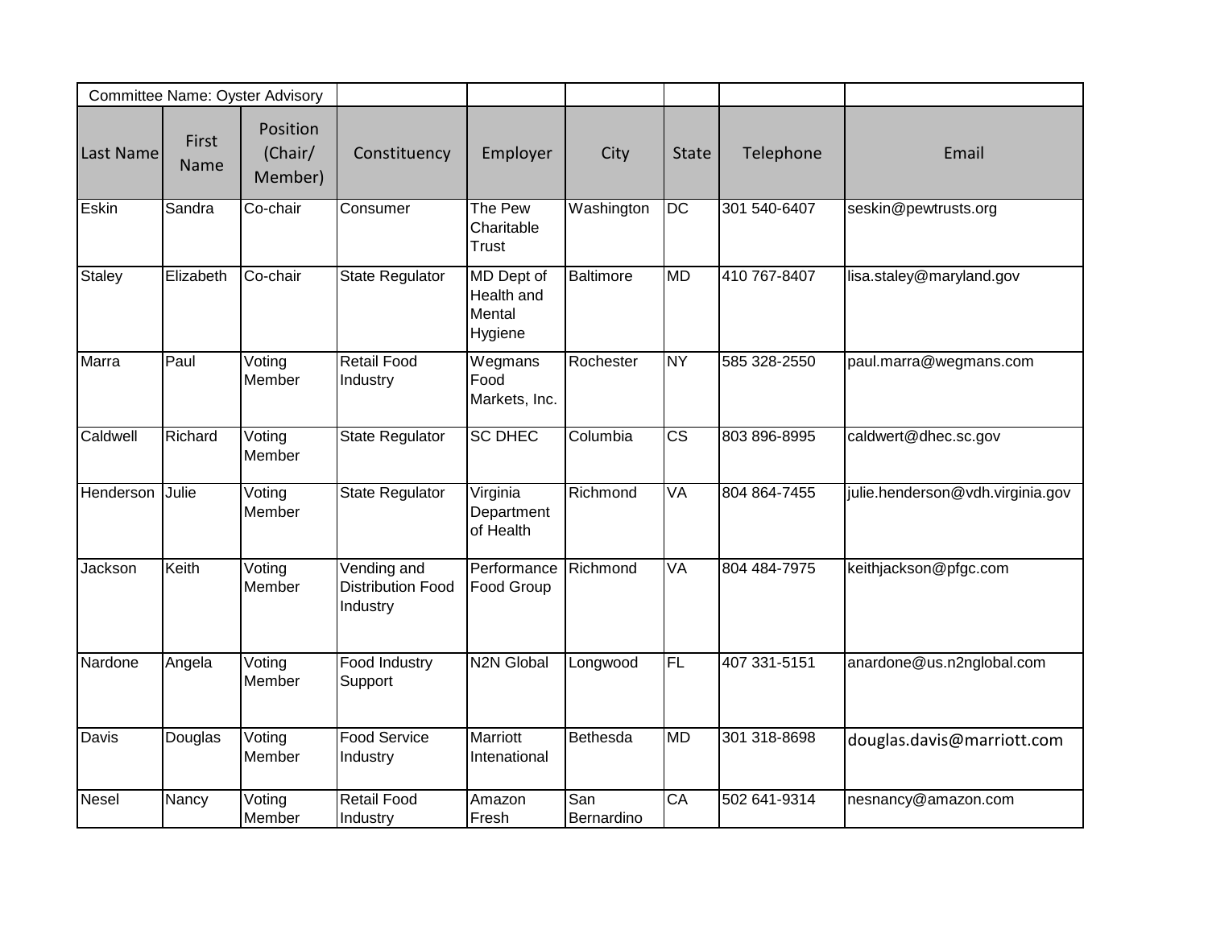| Committee Name: Oyster Advisory | | | | | | | | |
|---|---|---|---|---|---|---|---|---|
| Last Name | First Name | Position (Chair/ Member) | Constituency | Employer | City | State | Telephone | Email |
| Eskin | Sandra | Co-chair | Consumer | The Pew Charitable Trust | Washington | DC | 301 540-6407 | seskin@pewtrusts.org |
| Staley | Elizabeth | Co-chair | State Regulator | MD Dept of Health and Mental Hygiene | Baltimore | MD | 410 767-8407 | lisa.staley@maryland.gov |
| Marra | Paul | Voting Member | Retail Food Industry | Wegmans Food Markets, Inc. | Rochester | NY | 585 328-2550 | paul.marra@wegmans.com |
| Caldwell | Richard | Voting Member | State Regulator | SC DHEC | Columbia | CS | 803 896-8995 | caldwert@dhec.sc.gov |
| Henderson | Julie | Voting Member | State Regulator | Virginia Department of Health | Richmond | VA | 804 864-7455 | julie.henderson@vdh.virginia.gov |
| Jackson | Keith | Voting Member | Vending and Distribution Food Industry | Performance Food Group | Richmond | VA | 804 484-7975 | keithjackson@pfgc.com |
| Nardone | Angela | Voting Member | Food Industry Support | N2N Global | Longwood | FL | 407 331-5151 | anardone@us.n2nglobal.com |
| Davis | Douglas | Voting Member | Food Service Industry | Marriott Intenational | Bethesda | MD | 301 318-8698 | douglas.davis@marriott.com |
| Nesel | Nancy | Voting Member | Retail Food Industry | Amazon Fresh | San Bernardino | CA | 502 641-9314 | nesnancy@amazon.com |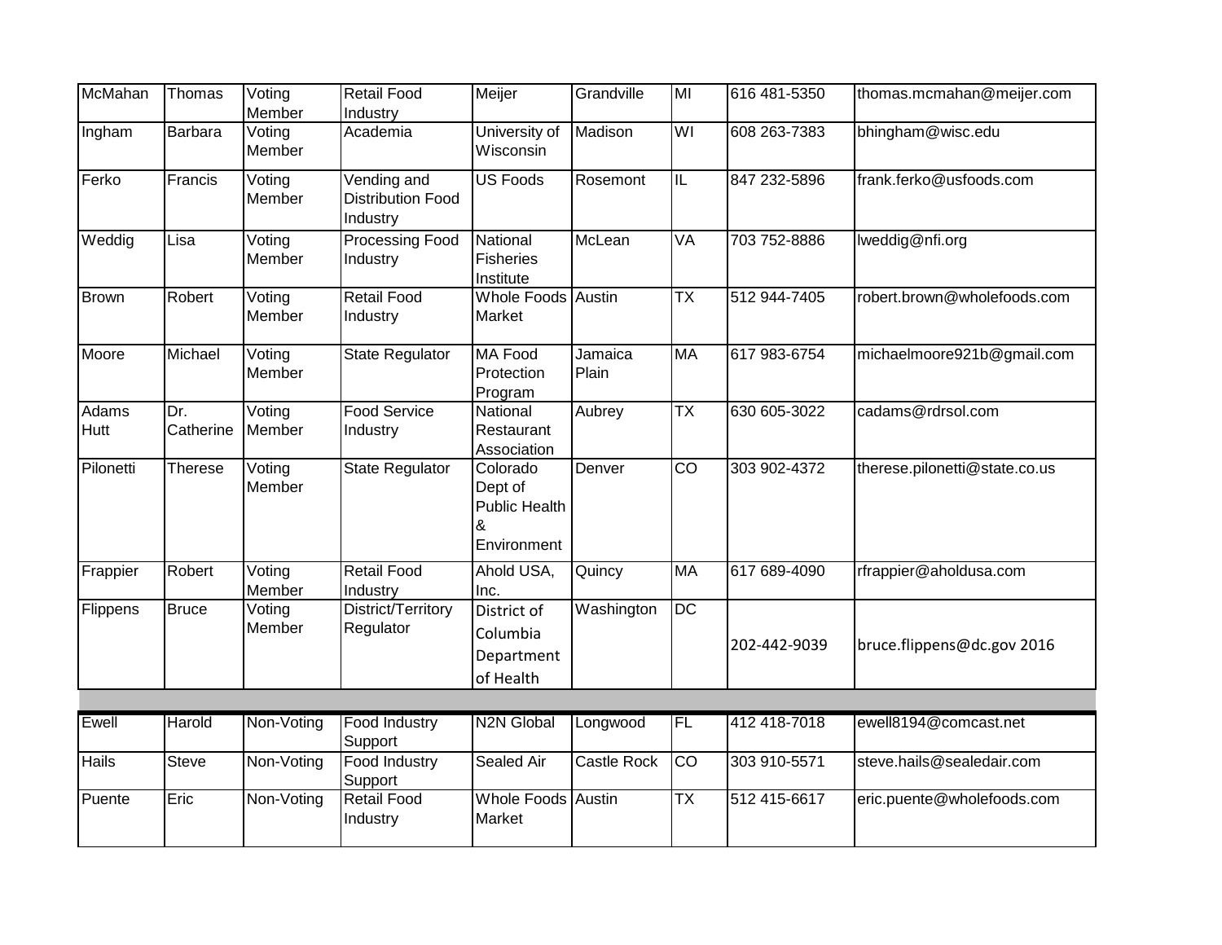| | | | | | | | | |
|---|---|---|---|---|---|---|---|---|
| McMahan | Thomas | Voting Member | Retail Food Industry | Meijer | Grandville | MI | 616 481-5350 | thomas.mcmahan@meijer.com |
| Ingham | Barbara | Voting Member | Academia | University of Wisconsin | Madison | WI | 608 263-7383 | bhingham@wisc.edu |
| Ferko | Francis | Voting Member | Vending and Distribution Food Industry | US Foods | Rosemont | IL | 847 232-5896 | frank.ferko@usfoods.com |
| Weddig | Lisa | Voting Member | Processing Food Industry | National Fisheries Institute | McLean | VA | 703 752-8886 | lweddig@nfi.org |
| Brown | Robert | Voting Member | Retail Food Industry | Whole Foods Market | Austin | TX | 512 944-7405 | robert.brown@wholefoods.com |
| Moore | Michael | Voting Member | State Regulator | MA Food Protection Program | Jamaica Plain | MA | 617 983-6754 | michaelmoore921b@gmail.com |
| Adams Hutt | Dr. Catherine | Voting Member | Food Service Industry | National Restaurant Association | Aubrey | TX | 630 605-3022 | cadams@rdrsol.com |
| Pilonetti | Therese | Voting Member | State Regulator | Colorado Dept of Public Health & Environment | Denver | CO | 303 902-4372 | therese.pilonetti@state.co.us |
| Frappier | Robert | Voting Member | Retail Food Industry | Ahold USA, Inc. | Quincy | MA | 617 689-4090 | rfrappier@aholdusa.com |
| Flippens | Bruce | Voting Member | District/Territory Regulator | District of Columbia Department of Health | Washington | DC | 202-442-9039 | bruce.flippens@dc.gov 2016 |
| | | | | | | | | |
| Ewell | Harold | Non-Voting | Food Industry Support | N2N Global | Longwood | FL | 412 418-7018 | ewell8194@comcast.net |
| Hails | Steve | Non-Voting | Food Industry Support | Sealed Air | Castle Rock | CO | 303 910-5571 | steve.hails@sealedair.com |
| Puente | Eric | Non-Voting | Retail Food Industry | Whole Foods Market | Austin | TX | 512 415-6617 | eric.puente@wholefoods.com |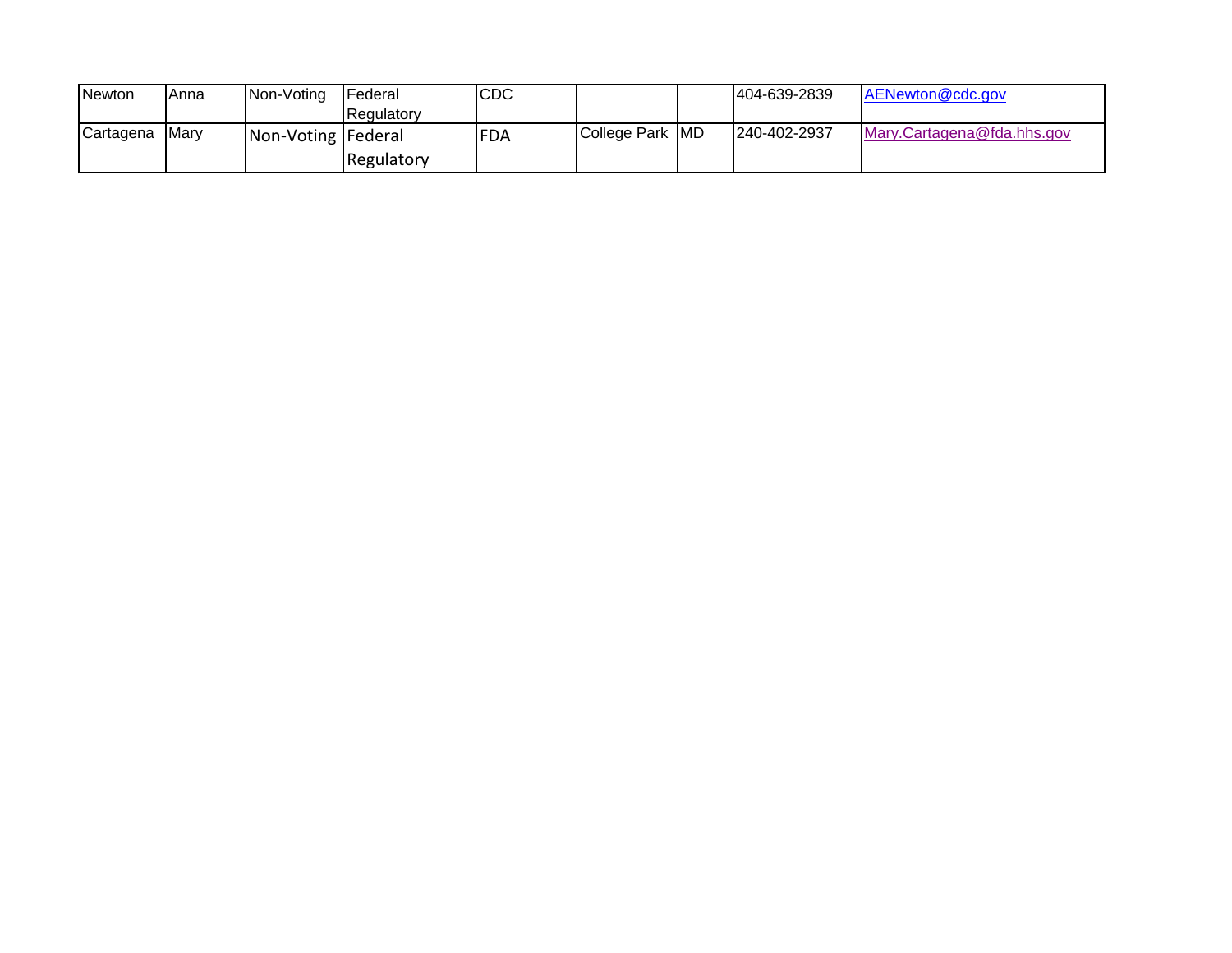| | | | | | | | | |
|---|---|---|---|---|---|---|---|---|
| Newton | Anna | Non-Voting | Federal Regulatory | CDC | | | 404-639-2839 | AENewton@cdc.gov |
| Cartagena | Mary | Non-Voting | Federal Regulatory | FDA | College Park | MD | 240-402-2937 | Mary.Cartagena@fda.hhs.gov |